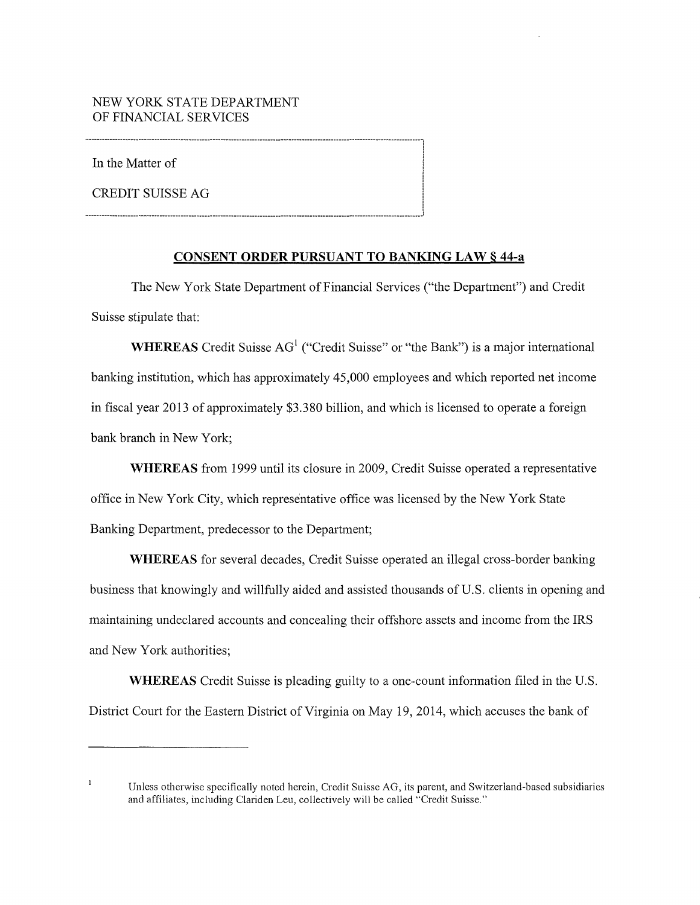NEW YORK STATE DEPARTMENT
OF FINANCIAL SERVICES

In the Matter of

CREDIT SUISSE AG

## CONSENT ORDER PURSUANT TO BANKING LAW § 44-a

The New York State Department of Financial Services ("the Department") and Credit Suisse stipulate that:

**WHEREAS** Credit Suisse AG[1] ("Credit Suisse" or "the Bank") is a major international banking institution, which has approximately 45,000 employees and which reported net income in fiscal year 2013 of approximately $3.380 billion, and which is licensed to operate a foreign bank branch in New York;

**WHEREAS** from 1999 until its closure in 2009, Credit Suisse operated a representative office in New York City, which representative office was licensed by the New York State Banking Department, predecessor to the Department;

**WHEREAS** for several decades, Credit Suisse operated an illegal cross-border banking business that knowingly and willfully aided and assisted thousands of U.S. clients in opening and maintaining undeclared accounts and concealing their offshore assets and income from the IRS and New York authorities;

**WHEREAS** Credit Suisse is pleading guilty to a one-count information filed in the U.S. District Court for the Eastern District of Virginia on May 19, 2014, which accuses the bank of

[1] Unless otherwise specifically noted herein, Credit Suisse AG, its parent, and Switzerland-based subsidiaries and affiliates, including Clariden Leu, collectively will be called "Credit Suisse."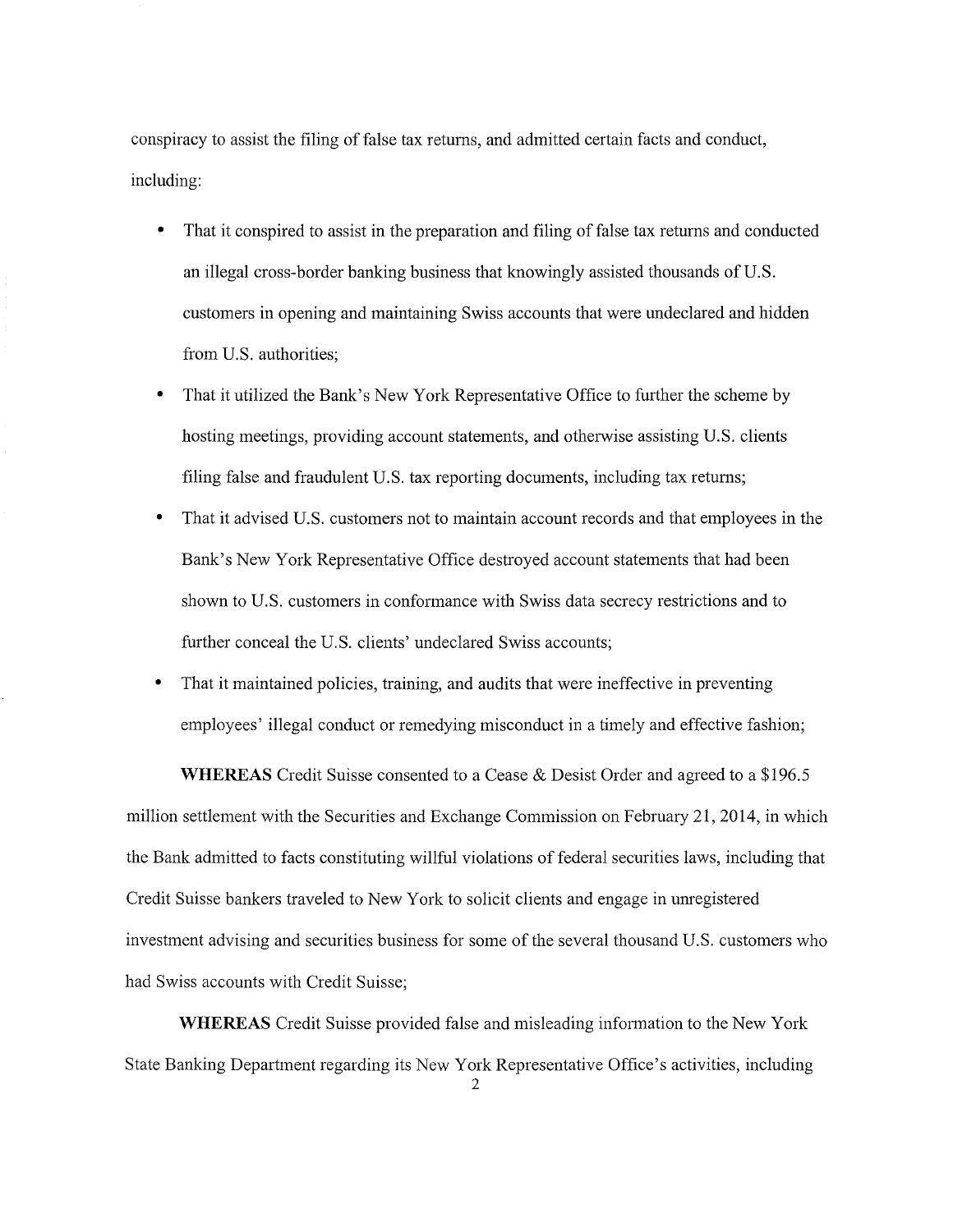conspiracy to assist the filing of false tax returns, and admitted certain facts and conduct, including:

- That it conspired to assist in the preparation and filing of false tax returns and conducted an illegal cross-border banking business that knowingly assisted thousands of U.S. customers in opening and maintaining Swiss accounts that were undeclared and hidden from U.S. authorities;
- That it utilized the Bank's New York Representative Office to further the scheme by hosting meetings, providing account statements, and otherwise assisting U.S. clients filing false and fraudulent U.S. tax reporting documents, including tax returns;
- That it advised U.S. customers not to maintain account records and that employees in the Bank's New York Representative Office destroyed account statements that had been shown to U.S. customers in conformance with Swiss data secrecy restrictions and to further conceal the U.S. clients' undeclared Swiss accounts;
- That it maintained policies, training, and audits that were ineffective in preventing employees' illegal conduct or remedying misconduct in a timely and effective fashion;

**WHEREAS** Credit Suisse consented to a Cease & Desist Order and agreed to a $196.5 million settlement with the Securities and Exchange Commission on February 21, 2014, in which the Bank admitted to facts constituting willful violations of federal securities laws, including that Credit Suisse bankers traveled to New York to solicit clients and engage in unregistered investment advising and securities business for some of the several thousand U.S. customers who had Swiss accounts with Credit Suisse;

**WHEREAS** Credit Suisse provided false and misleading information to the New York State Banking Department regarding its New York Representative Office's activities, including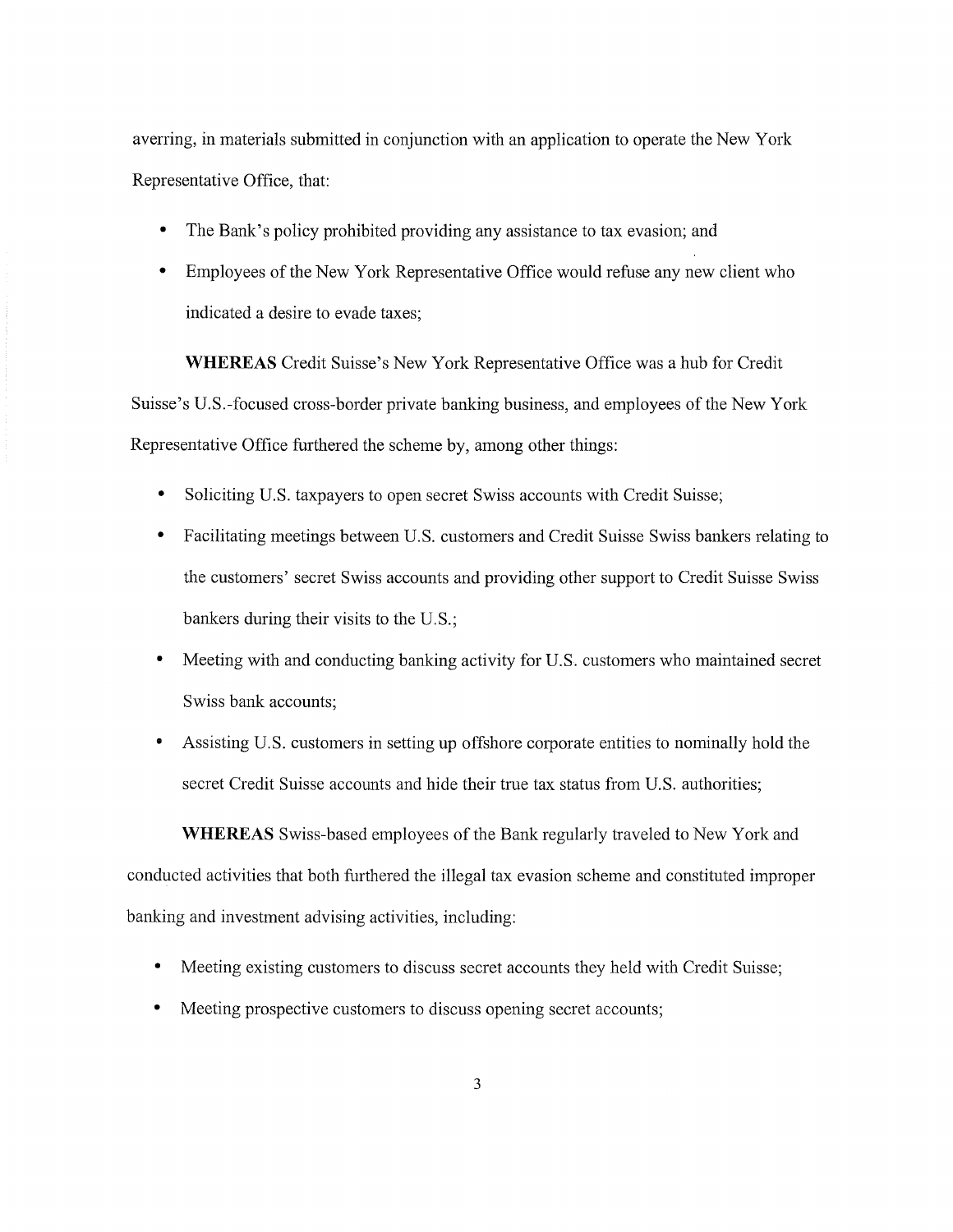averring, in materials submitted in conjunction with an application to operate the New York Representative Office, that:

- The Bank's policy prohibited providing any assistance to tax evasion; and
- Employees of the New York Representative Office would refuse any new client who indicated a desire to evade taxes;

**WHEREAS** Credit Suisse's New York Representative Office was a hub for Credit Suisse's U.S.-focused cross-border private banking business, and employees of the New York Representative Office furthered the scheme by, among other things:

- Soliciting U.S. taxpayers to open secret Swiss accounts with Credit Suisse;
- Facilitating meetings between U.S. customers and Credit Suisse Swiss bankers relating to the customers' secret Swiss accounts and providing other support to Credit Suisse Swiss bankers during their visits to the U.S.;
- Meeting with and conducting banking activity for U.S. customers who maintained secret Swiss bank accounts;
- Assisting U.S. customers in setting up offshore corporate entities to nominally hold the secret Credit Suisse accounts and hide their true tax status from U.S. authorities;

**WHEREAS** Swiss-based employees of the Bank regularly traveled to New York and conducted activities that both furthered the illegal tax evasion scheme and constituted improper banking and investment advising activities, including:

- Meeting existing customers to discuss secret accounts they held with Credit Suisse;
- Meeting prospective customers to discuss opening secret accounts;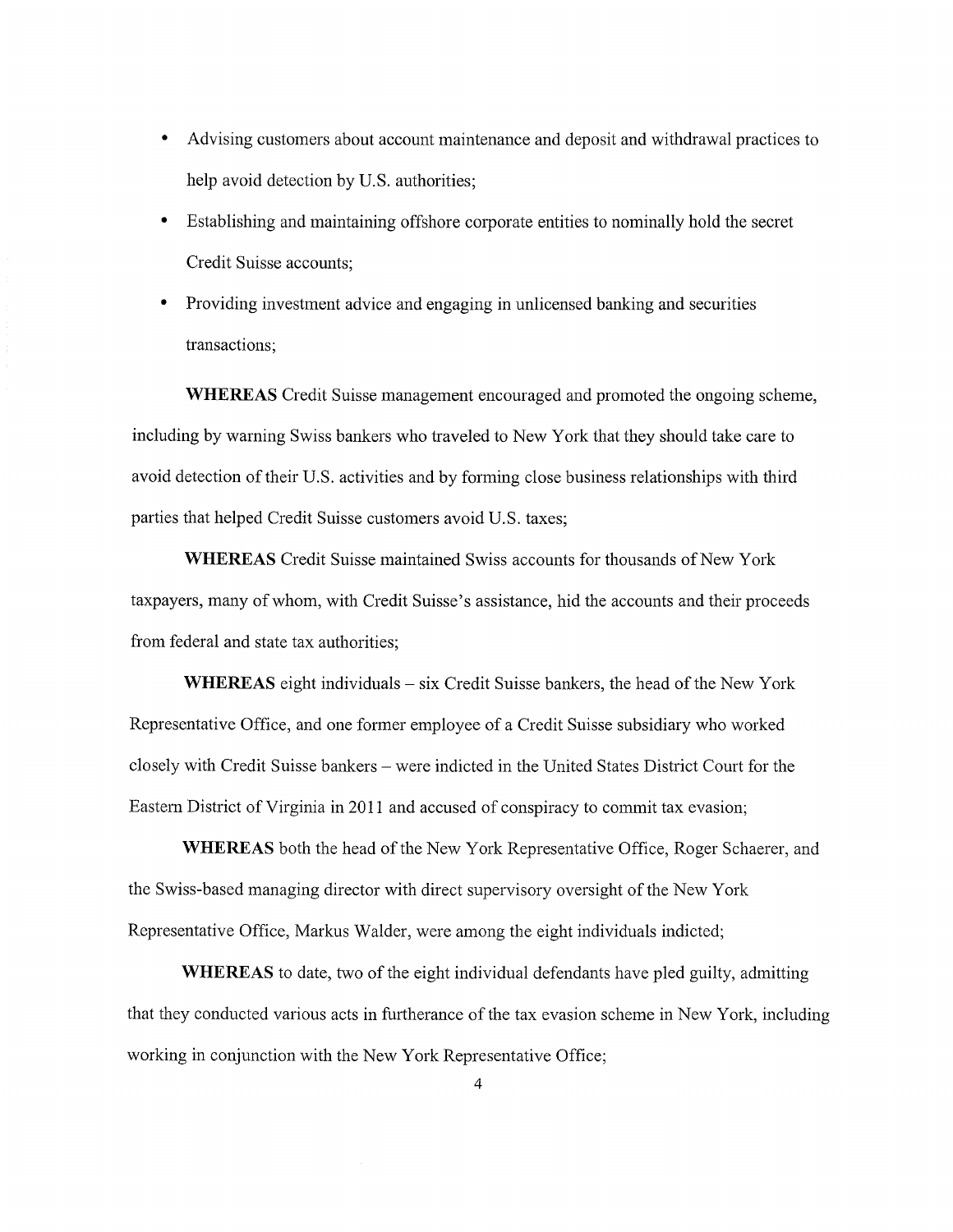- Advising customers about account maintenance and deposit and withdrawal practices to help avoid detection by U.S. authorities;
- Establishing and maintaining offshore corporate entities to nominally hold the secret Credit Suisse accounts;
- Providing investment advice and engaging in unlicensed banking and securities transactions;

**WHEREAS** Credit Suisse management encouraged and promoted the ongoing scheme, including by warning Swiss bankers who traveled to New York that they should take care to avoid detection of their U.S. activities and by forming close business relationships with third parties that helped Credit Suisse customers avoid U.S. taxes;

**WHEREAS** Credit Suisse maintained Swiss accounts for thousands of New York taxpayers, many of whom, with Credit Suisse's assistance, hid the accounts and their proceeds from federal and state tax authorities;

**WHEREAS** eight individuals – six Credit Suisse bankers, the head of the New York Representative Office, and one former employee of a Credit Suisse subsidiary who worked closely with Credit Suisse bankers – were indicted in the United States District Court for the Eastern District of Virginia in 2011 and accused of conspiracy to commit tax evasion;

**WHEREAS** both the head of the New York Representative Office, Roger Schaerer, and the Swiss-based managing director with direct supervisory oversight of the New York Representative Office, Markus Walder, were among the eight individuals indicted;

**WHEREAS** to date, two of the eight individual defendants have pled guilty, admitting that they conducted various acts in furtherance of the tax evasion scheme in New York, including working in conjunction with the New York Representative Office;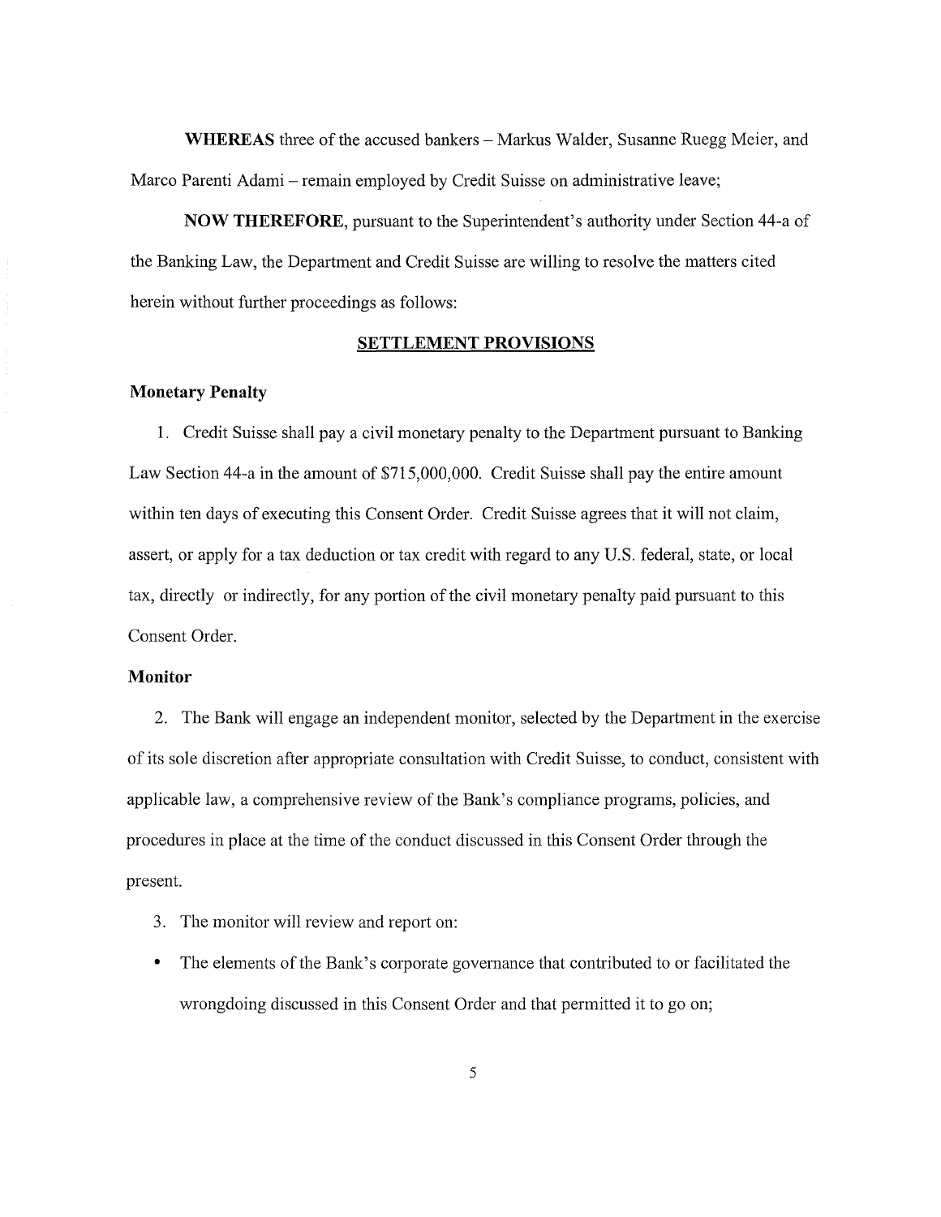**WHEREAS** three of the accused bankers – Markus Walder, Susanne Ruegg Meier, and Marco Parenti Adami – remain employed by Credit Suisse on administrative leave;

**NOW THEREFORE**, pursuant to the Superintendent's authority under Section 44-a of the Banking Law, the Department and Credit Suisse are willing to resolve the matters cited herein without further proceedings as follows:

## SETTLEMENT PROVISIONS

### Monetary Penalty

1. Credit Suisse shall pay a civil monetary penalty to the Department pursuant to Banking Law Section 44-a in the amount of $715,000,000. Credit Suisse shall pay the entire amount within ten days of executing this Consent Order. Credit Suisse agrees that it will not claim, assert, or apply for a tax deduction or tax credit with regard to any U.S. federal, state, or local tax, directly or indirectly, for any portion of the civil monetary penalty paid pursuant to this Consent Order.

### Monitor

2. The Bank will engage an independent monitor, selected by the Department in the exercise of its sole discretion after appropriate consultation with Credit Suisse, to conduct, consistent with applicable law, a comprehensive review of the Bank's compliance programs, policies, and procedures in place at the time of the conduct discussed in this Consent Order through the present.

3. The monitor will review and report on:

- The elements of the Bank's corporate governance that contributed to or facilitated the wrongdoing discussed in this Consent Order and that permitted it to go on;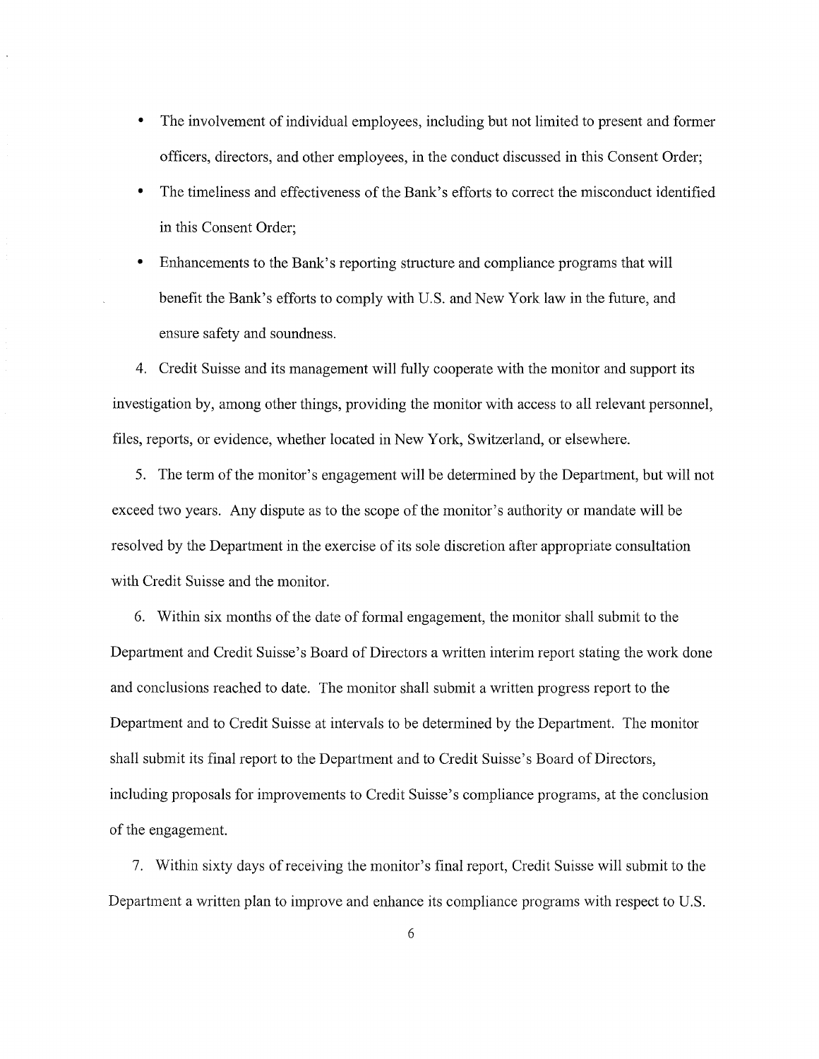- The involvement of individual employees, including but not limited to present and former officers, directors, and other employees, in the conduct discussed in this Consent Order;
- The timeliness and effectiveness of the Bank's efforts to correct the misconduct identified in this Consent Order;
- Enhancements to the Bank's reporting structure and compliance programs that will benefit the Bank's efforts to comply with U.S. and New York law in the future, and ensure safety and soundness.

4. Credit Suisse and its management will fully cooperate with the monitor and support its investigation by, among other things, providing the monitor with access to all relevant personnel, files, reports, or evidence, whether located in New York, Switzerland, or elsewhere.

5. The term of the monitor's engagement will be determined by the Department, but will not exceed two years. Any dispute as to the scope of the monitor's authority or mandate will be resolved by the Department in the exercise of its sole discretion after appropriate consultation with Credit Suisse and the monitor.

6. Within six months of the date of formal engagement, the monitor shall submit to the Department and Credit Suisse's Board of Directors a written interim report stating the work done and conclusions reached to date. The monitor shall submit a written progress report to the Department and to Credit Suisse at intervals to be determined by the Department. The monitor shall submit its final report to the Department and to Credit Suisse's Board of Directors, including proposals for improvements to Credit Suisse's compliance programs, at the conclusion of the engagement.

7. Within sixty days of receiving the monitor's final report, Credit Suisse will submit to the Department a written plan to improve and enhance its compliance programs with respect to U.S.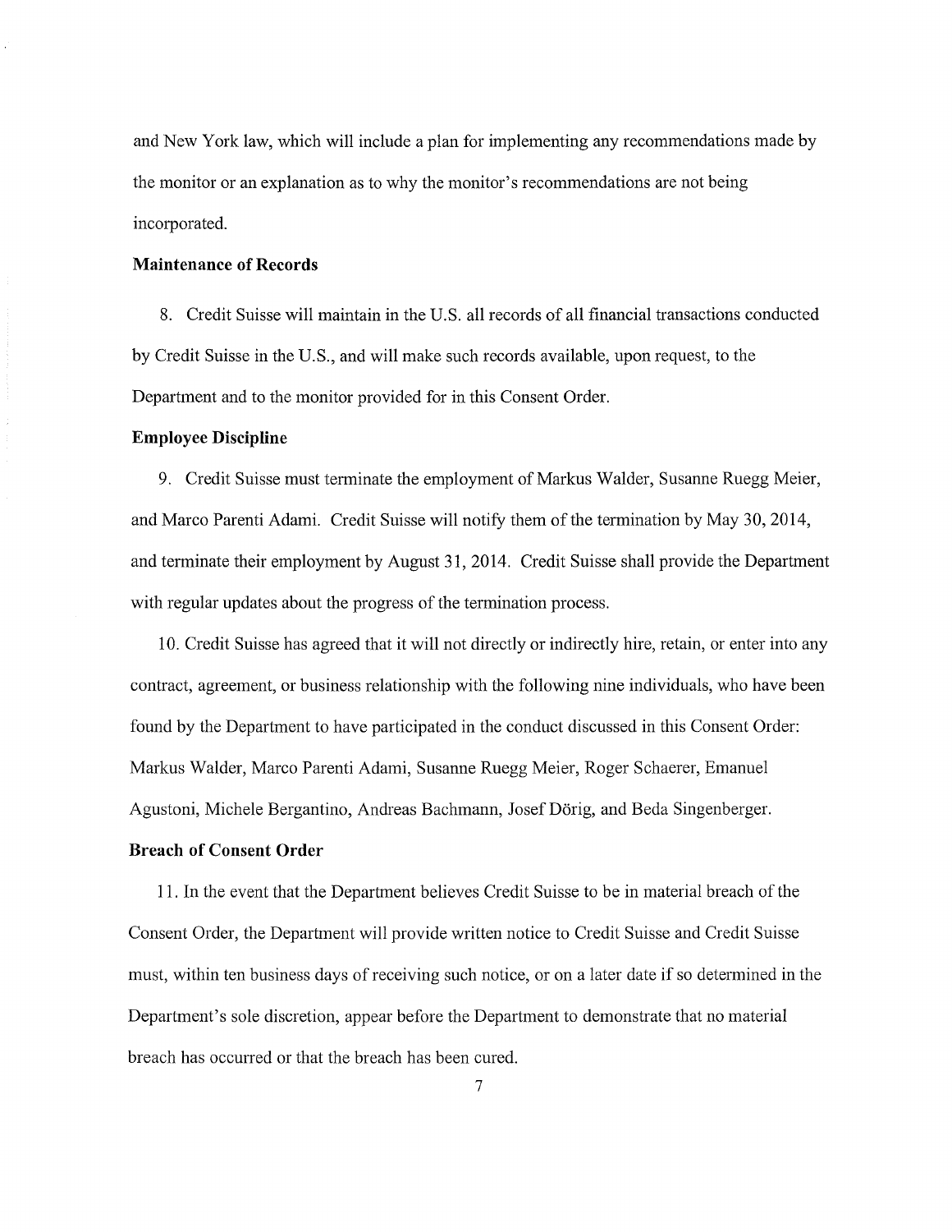and New York law, which will include a plan for implementing any recommendations made by the monitor or an explanation as to why the monitor's recommendations are not being incorporated.

**Maintenance of Records**

8. Credit Suisse will maintain in the U.S. all records of all financial transactions conducted by Credit Suisse in the U.S., and will make such records available, upon request, to the Department and to the monitor provided for in this Consent Order.

**Employee Discipline**

9. Credit Suisse must terminate the employment of Markus Walder, Susanne Ruegg Meier, and Marco Parenti Adami. Credit Suisse will notify them of the termination by May 30, 2014, and terminate their employment by August 31, 2014. Credit Suisse shall provide the Department with regular updates about the progress of the termination process.

10. Credit Suisse has agreed that it will not directly or indirectly hire, retain, or enter into any contract, agreement, or business relationship with the following nine individuals, who have been found by the Department to have participated in the conduct discussed in this Consent Order: Markus Walder, Marco Parenti Adami, Susanne Ruegg Meier, Roger Schaerer, Emanuel Agustoni, Michele Bergantino, Andreas Bachmann, Josef Dörig, and Beda Singenberger.

**Breach of Consent Order**

11. In the event that the Department believes Credit Suisse to be in material breach of the Consent Order, the Department will provide written notice to Credit Suisse and Credit Suisse must, within ten business days of receiving such notice, or on a later date if so determined in the Department's sole discretion, appear before the Department to demonstrate that no material breach has occurred or that the breach has been cured.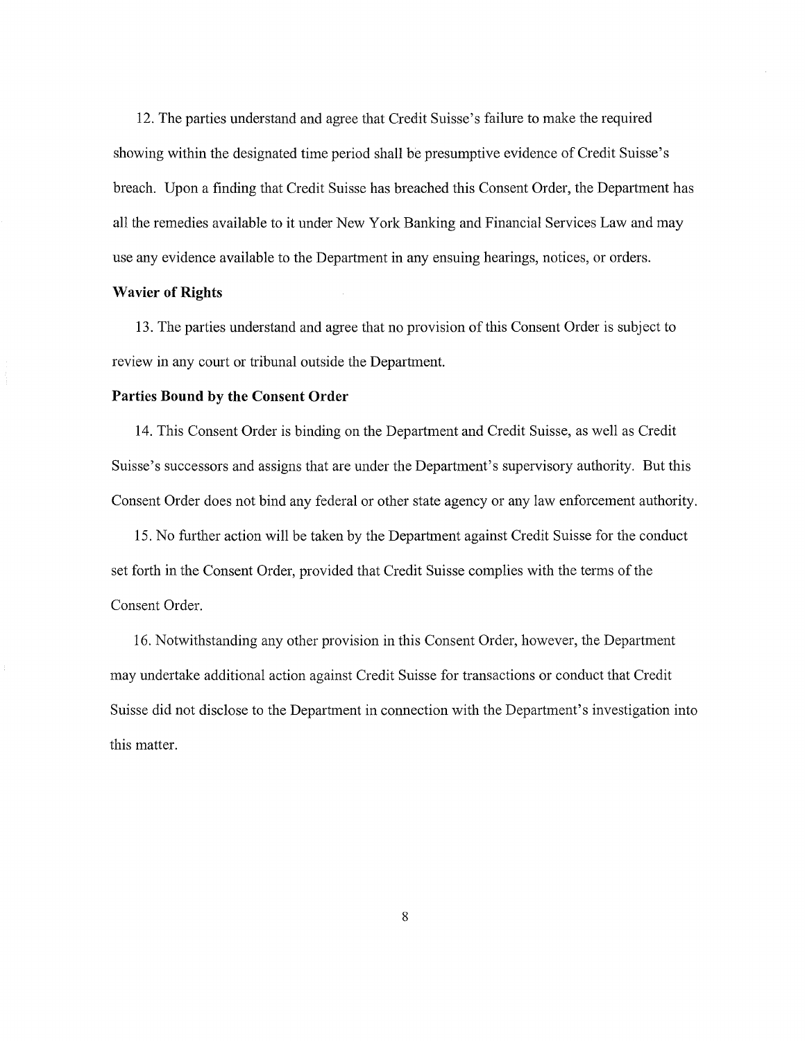12. The parties understand and agree that Credit Suisse's failure to make the required showing within the designated time period shall be presumptive evidence of Credit Suisse's breach. Upon a finding that Credit Suisse has breached this Consent Order, the Department has all the remedies available to it under New York Banking and Financial Services Law and may use any evidence available to the Department in any ensuing hearings, notices, or orders.

**Wavier of Rights**

13. The parties understand and agree that no provision of this Consent Order is subject to review in any court or tribunal outside the Department.

**Parties Bound by the Consent Order**

14. This Consent Order is binding on the Department and Credit Suisse, as well as Credit Suisse's successors and assigns that are under the Department's supervisory authority. But this Consent Order does not bind any federal or other state agency or any law enforcement authority.

15. No further action will be taken by the Department against Credit Suisse for the conduct set forth in the Consent Order, provided that Credit Suisse complies with the terms of the Consent Order.

16. Notwithstanding any other provision in this Consent Order, however, the Department may undertake additional action against Credit Suisse for transactions or conduct that Credit Suisse did not disclose to the Department in connection with the Department's investigation into this matter.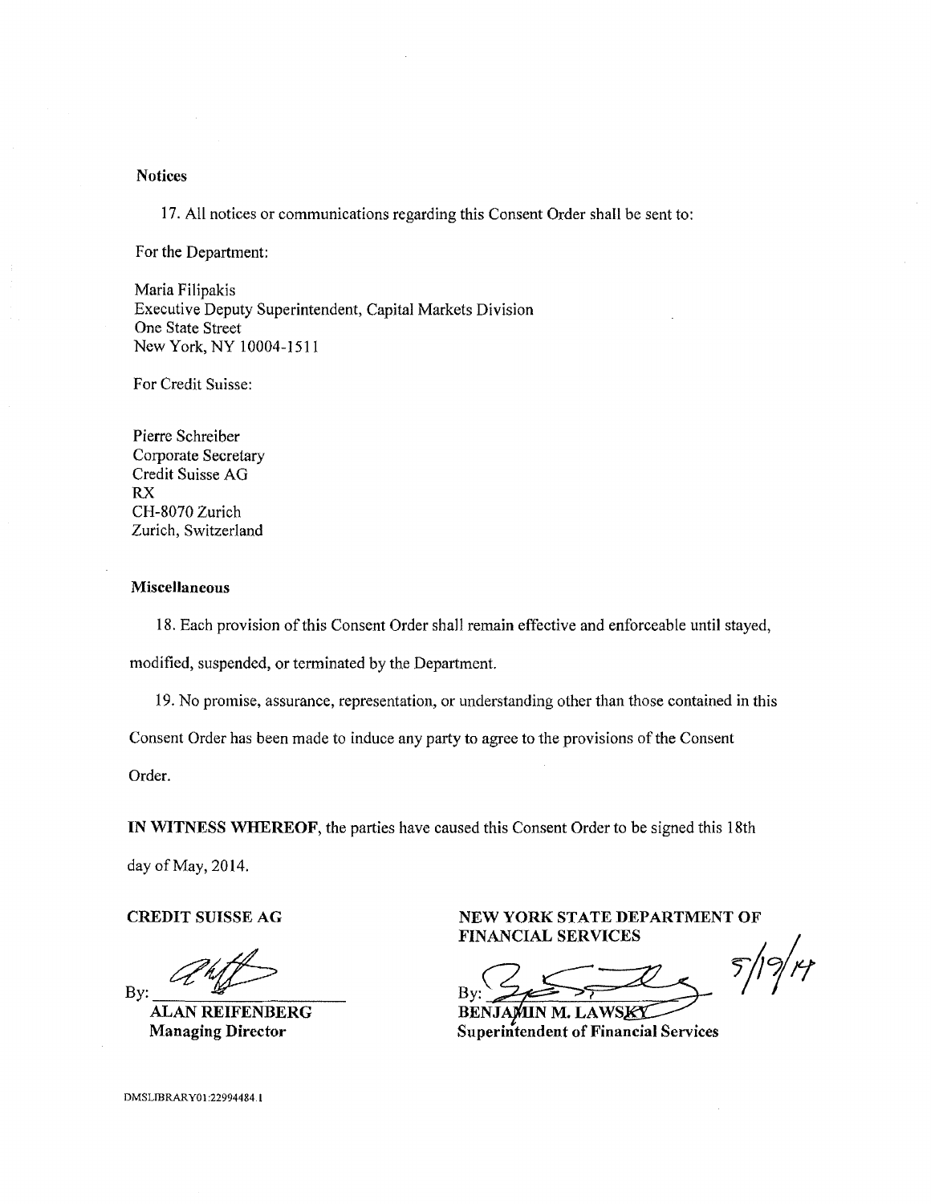**Notices**

17. All notices or communications regarding this Consent Order shall be sent to:

For the Department:

Maria Filipakis
Executive Deputy Superintendent, Capital Markets Division
One State Street
New York, NY 10004-1511

For Credit Suisse:

Pierre Schreiber
Corporate Secretary
Credit Suisse AG
RX
CH-8070 Zurich
Zurich, Switzerland

**Miscellaneous**

18. Each provision of this Consent Order shall remain effective and enforceable until stayed, modified, suspended, or terminated by the Department.

19. No promise, assurance, representation, or understanding other than those contained in this Consent Order has been made to induce any party to agree to the provisions of the Consent Order.

**IN WITNESS WHEREOF**, the parties have caused this Consent Order to be signed this 18th day of May, 2014.

**CREDIT SUISSE AG**

By: ______________________
**ALAN REIFENBERG**
**Managing Director**

**NEW YORK STATE DEPARTMENT OF FINANCIAL SERVICES**

By: ______________________ 5/19/14
**BENJAMIN M. LAWSKY**
**Superintendent of Financial Services**

DMSLIBRARY01:22994484.1